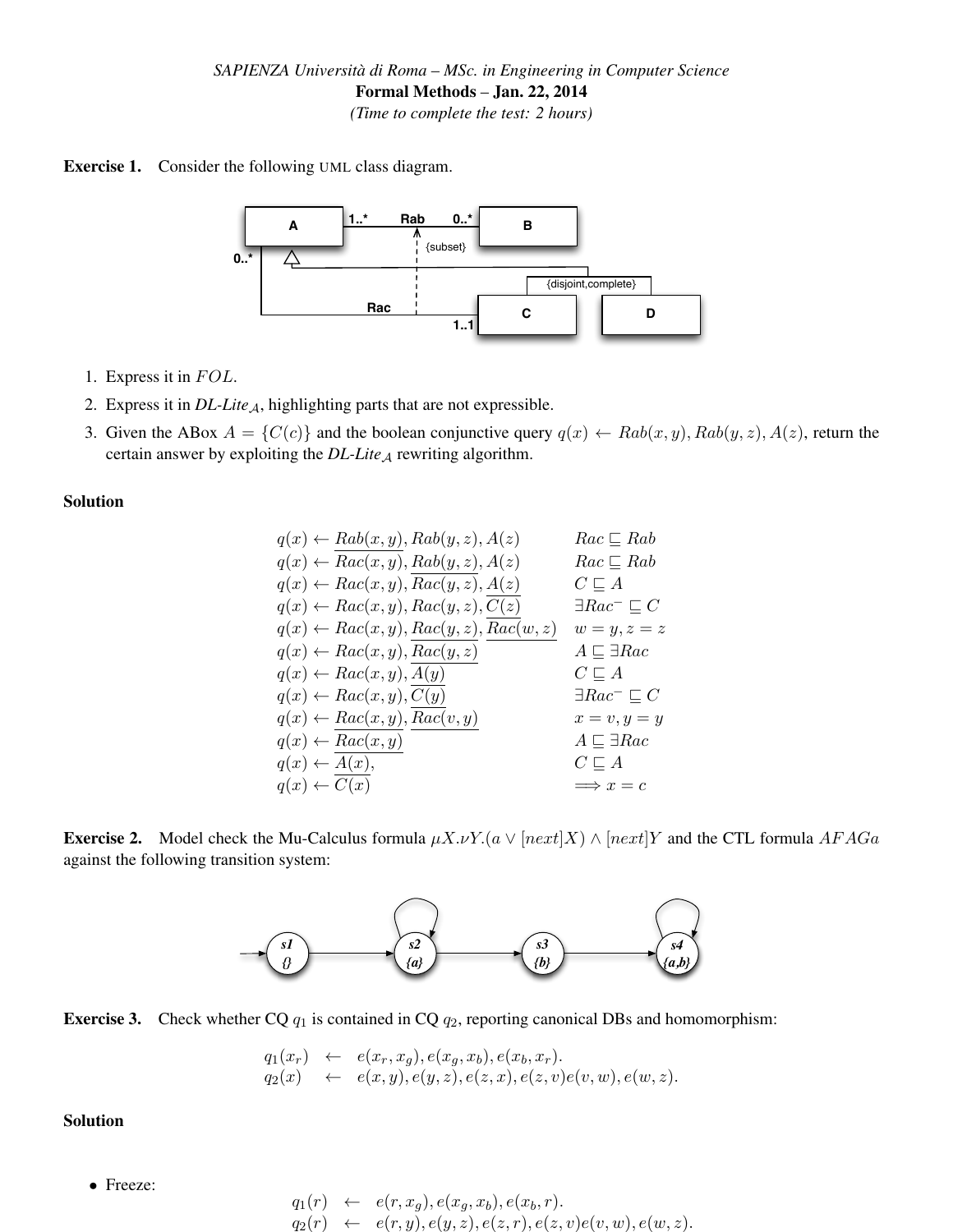*SAPIENZA Università di Roma – MSc. in Engineering in Computer Science*

**Formal Methods – Jan. 22, 2014**

*(Time to complete the test: 2 hours)*

**Exercise 1.** Consider the following UML class diagram.

1. Express it in $FOL$.
2. Express it in *DL-Lite*$_{\mathcal{A}}$, highlighting parts that are not expressible.
3. Given the ABox $A = \{C(c)\}$ and the boolean conjunctive query $q(x) \leftarrow Rab(x, y), Rab(y, z), A(z)$, return the certain answer by exploiting the *DL-Lite*$_{\mathcal{A}}$ rewriting algorithm.

### Solution

| | |
|---|---|
| $q(x) \leftarrow \underline{Rab(x, y)}, Rab(y, z), A(z)$ | $Rac \sqsubseteq Rab$ |
| $q(x) \leftarrow Rac(x, y), \underline{Rab(y, z)}, A(z)$ | $Rac \sqsubseteq Rab$ |
| $q(x) \leftarrow Rac(x, y), Rac(y, z), \underline{A(z)}$ | $C \sqsubseteq A$ |
| $q(x) \leftarrow Rac(x, y), Rac(y, z), \underline{C(z)}$ | $\exists Rac^{-} \sqsubseteq C$ |
| $q(x) \leftarrow Rac(x, y), \underline{Rac(y, z)}, \underline{Rac(w, z)}$ | $w = y, z = z$ |
| $q(x) \leftarrow Rac(x, y), \underline{Rac(y, z)}$ | $A \sqsubseteq \exists Rac$ |
| $q(x) \leftarrow Rac(x, y), \underline{A(y)}$ | $C \sqsubseteq A$ |
| $q(x) \leftarrow Rac(x, y), \underline{C(y)}$ | $\exists Rac^{-} \sqsubseteq C$ |
| $q(x) \leftarrow \underline{Rac(x, y)}, \underline{Rac(v, y)}$ | $x = v, y = y$ |
| $q(x) \leftarrow \underline{Rac(x, y)}$ | $A \sqsubseteq \exists Rac$ |
| $q(x) \leftarrow \underline{A(x)},$ | $C \sqsubseteq A$ |
| $q(x) \leftarrow C(x)$ | $\Longrightarrow x = c$ |

**Exercise 2.** Model check the Mu-Calculus formula $\mu X.\nu Y.(a \vee [next]X) \wedge [next]Y$ and the CTL formula $AFAGa$ against the following transition system:

**Exercise 3.** Check whether CQ $q_1$ is contained in CQ $q_2$, reporting canonical DBs and homomorphism:

$$
\begin{aligned}
q_1(x_r) &\leftarrow e(x_r, x_g), e(x_g, x_b), e(x_b, x_r).\\
q_2(x) &\leftarrow e(x, y), e(y, z), e(z, x), e(z, v)e(v, w), e(w, z).
\end{aligned}
$$

### Solution

- Freeze:

$$
\begin{aligned}
q_1(r) &\leftarrow e(r, x_g), e(x_g, x_b), e(x_b, r).\\
q_2(r) &\leftarrow e(r, y), e(y, z), e(z, r), e(z, v)e(v, w), e(w, z).
\end{aligned}
$$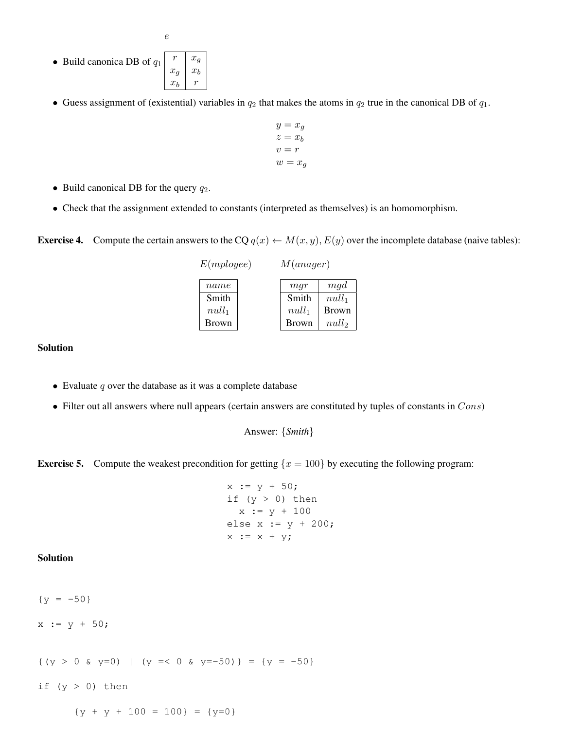$e$

- Build canonica DB of $q_1$

| $r$ | $x_g$ |
|---|---|
| $x_g$ | $x_b$ |
| $x_b$ | $r$ |

- Guess assignment of (existential) variables in $q_2$ that makes the atoms in $q_2$ true in the canonical DB of $q_1$.

$$
\begin{aligned}
y &= x_g \\
z &= x_b \\
v &= r \\
w &= x_g
\end{aligned}
$$

- Build canonical DB for the query $q_2$.
- Check that the assignment extended to constants (interpreted as themselves) is an homomorphism.

**Exercise 4.** Compute the certain answers to the CQ $q(x) \leftarrow M(x, y), E(y)$ over the incomplete database (naive tables):

$E(mployee)$

| $name$ |
|---|
| Smith |
| $null_1$ |
| Brown |

$M(anager)$

| $mgr$ | $mgd$ |
|---|---|
| Smith | $null_1$ |
| $null_1$ | Brown |
| Brown | $null_2$ |

**Solution**

- Evaluate $q$ over the database as it was a complete database
- Filter out all answers where null appears (certain answers are constituted by tuples of constants in $Cons$)

Answer: {*Smith*}

**Exercise 5.** Compute the weakest precondition for getting $\{x = 100\}$ by executing the following program:

```
x := y + 50;
if (y > 0) then
  x := y + 100
else x := y + 200;
x := x + y;
```

**Solution**

```
{y = -50}

x := y + 50;


{(y > 0 & y=0) | (y =< 0 & y=-50)} = {y = -50}

if (y > 0) then

     {y + y + 100 = 100} = {y=0}
```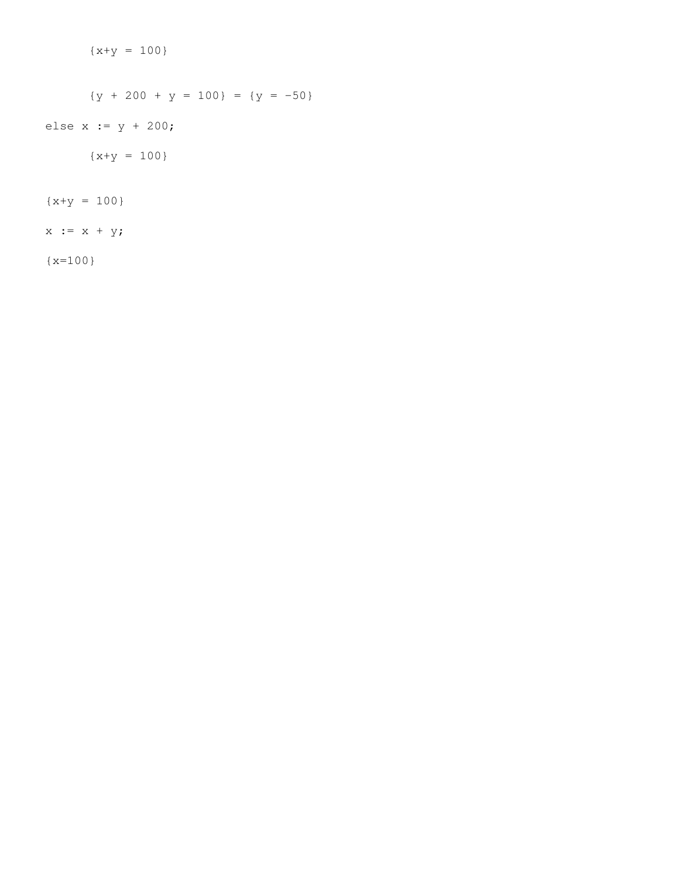```
      {x+y = 100}


      {y + 200 + y = 100} = {y = -50}

else x := y + 200;

      {x+y = 100}


{x+y = 100}

x := x + y;

{x=100}
```